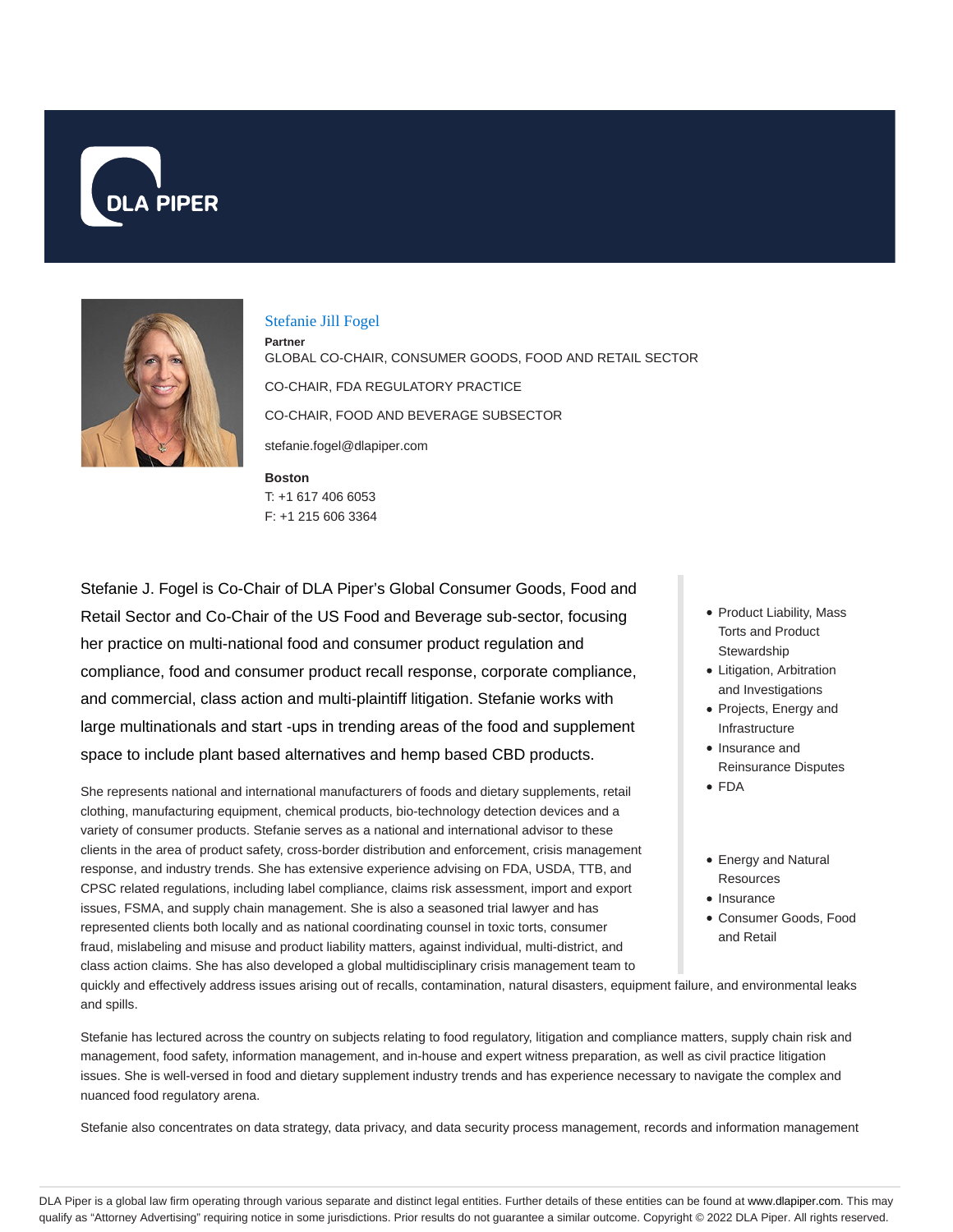# Stefanie Jill Fogel

**Partner**

GLOBAL CO-CHAIR, CONSUMER GOODS, FOOD AND RETAIL SECTOR

CO-CHAIR, FDA REGULATORY PRACTICE

CO-CHAIR, FOOD AND BEVERAGE SUBSECTOR

stefanie.fogel@dlapiper.com

**Boston**

T: +1 617 406 6053

F: +1 215 606 3364

Stefanie J. Fogel is Co-Chair of DLA Piper's Global Consumer Goods, Food and Retail Sector and Co-Chair of the US Food and Beverage sub-sector, focusing her practice on multi-national food and consumer product regulation and compliance, food and consumer product recall response, corporate compliance, and commercial, class action and multi-plaintiff litigation. Stefanie works with large multinationals and start -ups in trending areas of the food and supplement space to include plant based alternatives and hemp based CBD products.

She represents national and international manufacturers of foods and dietary supplements, retail clothing, manufacturing equipment, chemical products, bio-technology detection devices and a variety of consumer products. Stefanie serves as a national and international advisor to these clients in the area of product safety, cross-border distribution and enforcement, crisis management response, and industry trends. She has extensive experience advising on FDA, USDA, TTB, and CPSC related regulations, including label compliance, claims risk assessment, import and export issues, FSMA, and supply chain management. She is also a seasoned trial lawyer and has represented clients both locally and as national coordinating counsel in toxic torts, consumer fraud, mislabeling and misuse and product liability matters, against individual, multi-district, and class action claims. She has also developed a global multidisciplinary crisis management team to quickly and effectively address issues arising out of recalls, contamination, natural disasters, equipment failure, and environmental leaks and spills.

Stefanie has lectured across the country on subjects relating to food regulatory, litigation and compliance matters, supply chain risk and management, food safety, information management, and in-house and expert witness preparation, as well as civil practice litigation issues. She is well-versed in food and dietary supplement industry trends and has experience necessary to navigate the complex and nuanced food regulatory arena.

Stefanie also concentrates on data strategy, data privacy, and data security process management, records and information management

- Product Liability, Mass Torts and Product Stewardship
- Litigation, Arbitration and Investigations
- Projects, Energy and Infrastructure
- Insurance and Reinsurance Disputes
- FDA

- Energy and Natural Resources
- Insurance
- Consumer Goods, Food and Retail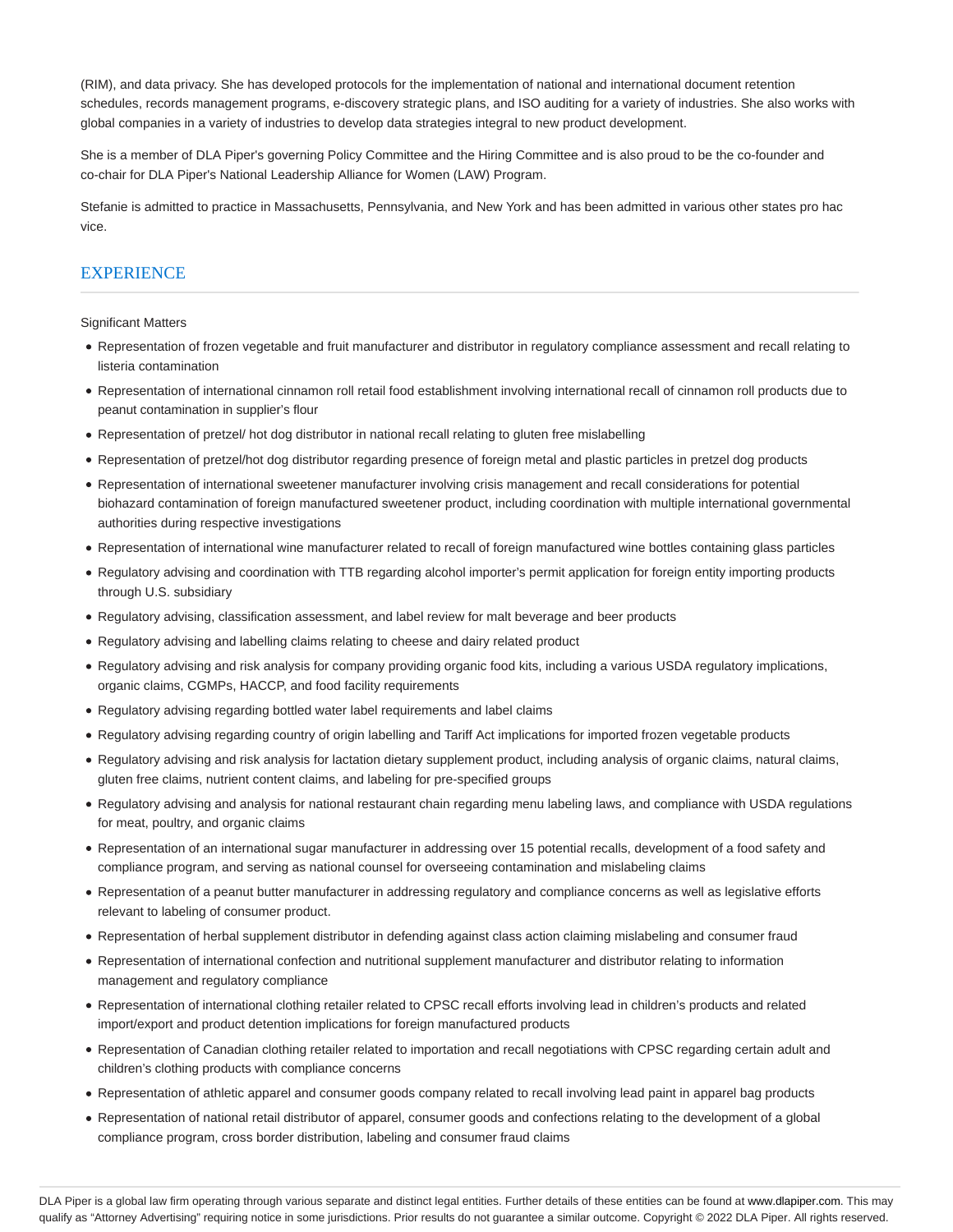(RIM), and data privacy. She has developed protocols for the implementation of national and international document retention schedules, records management programs, e-discovery strategic plans, and ISO auditing for a variety of industries. She also works with global companies in a variety of industries to develop data strategies integral to new product development.

She is a member of DLA Piper's governing Policy Committee and the Hiring Committee and is also proud to be the co-founder and co-chair for DLA Piper's National Leadership Alliance for Women (LAW) Program.

Stefanie is admitted to practice in Massachusetts, Pennsylvania, and New York and has been admitted in various other states pro hac vice.

## EXPERIENCE

Significant Matters

- Representation of frozen vegetable and fruit manufacturer and distributor in regulatory compliance assessment and recall relating to listeria contamination
- Representation of international cinnamon roll retail food establishment involving international recall of cinnamon roll products due to peanut contamination in supplier's flour
- Representation of pretzel/ hot dog distributor in national recall relating to gluten free mislabelling
- Representation of pretzel/hot dog distributor regarding presence of foreign metal and plastic particles in pretzel dog products
- Representation of international sweetener manufacturer involving crisis management and recall considerations for potential biohazard contamination of foreign manufactured sweetener product, including coordination with multiple international governmental authorities during respective investigations
- Representation of international wine manufacturer related to recall of foreign manufactured wine bottles containing glass particles
- Regulatory advising and coordination with TTB regarding alcohol importer's permit application for foreign entity importing products through U.S. subsidiary
- Regulatory advising, classification assessment, and label review for malt beverage and beer products
- Regulatory advising and labelling claims relating to cheese and dairy related product
- Regulatory advising and risk analysis for company providing organic food kits, including a various USDA regulatory implications, organic claims, CGMPs, HACCP, and food facility requirements
- Regulatory advising regarding bottled water label requirements and label claims
- Regulatory advising regarding country of origin labelling and Tariff Act implications for imported frozen vegetable products
- Regulatory advising and risk analysis for lactation dietary supplement product, including analysis of organic claims, natural claims, gluten free claims, nutrient content claims, and labeling for pre-specified groups
- Regulatory advising and analysis for national restaurant chain regarding menu labeling laws, and compliance with USDA regulations for meat, poultry, and organic claims
- Representation of an international sugar manufacturer in addressing over 15 potential recalls, development of a food safety and compliance program, and serving as national counsel for overseeing contamination and mislabeling claims
- Representation of a peanut butter manufacturer in addressing regulatory and compliance concerns as well as legislative efforts relevant to labeling of consumer product.
- Representation of herbal supplement distributor in defending against class action claiming mislabeling and consumer fraud
- Representation of international confection and nutritional supplement manufacturer and distributor relating to information management and regulatory compliance
- Representation of international clothing retailer related to CPSC recall efforts involving lead in children's products and related import/export and product detention implications for foreign manufactured products
- Representation of Canadian clothing retailer related to importation and recall negotiations with CPSC regarding certain adult and children's clothing products with compliance concerns
- Representation of athletic apparel and consumer goods company related to recall involving lead paint in apparel bag products
- Representation of national retail distributor of apparel, consumer goods and confections relating to the development of a global compliance program, cross border distribution, labeling and consumer fraud claims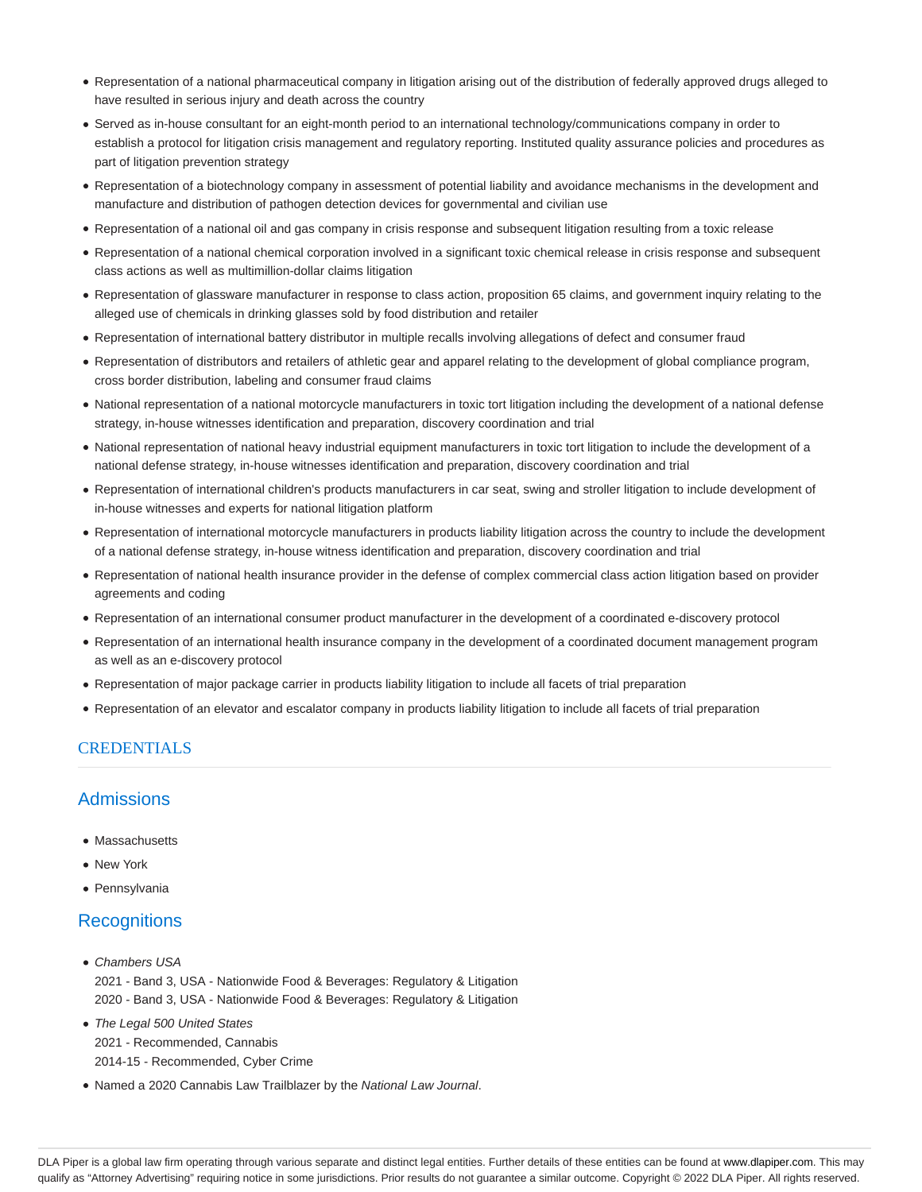- Representation of a national pharmaceutical company in litigation arising out of the distribution of federally approved drugs alleged to have resulted in serious injury and death across the country
- Served as in-house consultant for an eight-month period to an international technology/communications company in order to establish a protocol for litigation crisis management and regulatory reporting. Instituted quality assurance policies and procedures as part of litigation prevention strategy
- Representation of a biotechnology company in assessment of potential liability and avoidance mechanisms in the development and manufacture and distribution of pathogen detection devices for governmental and civilian use
- Representation of a national oil and gas company in crisis response and subsequent litigation resulting from a toxic release
- Representation of a national chemical corporation involved in a significant toxic chemical release in crisis response and subsequent class actions as well as multimillion-dollar claims litigation
- Representation of glassware manufacturer in response to class action, proposition 65 claims, and government inquiry relating to the alleged use of chemicals in drinking glasses sold by food distribution and retailer
- Representation of international battery distributor in multiple recalls involving allegations of defect and consumer fraud
- Representation of distributors and retailers of athletic gear and apparel relating to the development of global compliance program, cross border distribution, labeling and consumer fraud claims
- National representation of a national motorcycle manufacturers in toxic tort litigation including the development of a national defense strategy, in-house witnesses identification and preparation, discovery coordination and trial
- National representation of national heavy industrial equipment manufacturers in toxic tort litigation to include the development of a national defense strategy, in-house witnesses identification and preparation, discovery coordination and trial
- Representation of international children's products manufacturers in car seat, swing and stroller litigation to include development of in-house witnesses and experts for national litigation platform
- Representation of international motorcycle manufacturers in products liability litigation across the country to include the development of a national defense strategy, in-house witness identification and preparation, discovery coordination and trial
- Representation of national health insurance provider in the defense of complex commercial class action litigation based on provider agreements and coding
- Representation of an international consumer product manufacturer in the development of a coordinated e-discovery protocol
- Representation of an international health insurance company in the development of a coordinated document management program as well as an e-discovery protocol
- Representation of major package carrier in products liability litigation to include all facets of trial preparation
- Representation of an elevator and escalator company in products liability litigation to include all facets of trial preparation

## CREDENTIALS

### Admissions

- Massachusetts
- New York
- Pennsylvania

### Recognitions

- *Chambers USA*
  2021 - Band 3, USA - Nationwide Food & Beverages: Regulatory & Litigation
  2020 - Band 3, USA - Nationwide Food & Beverages: Regulatory & Litigation
- *The Legal 500 United States*
  2021 - Recommended, Cannabis
  2014-15 - Recommended, Cyber Crime
- Named a 2020 Cannabis Law Trailblazer by the *National Law Journal*.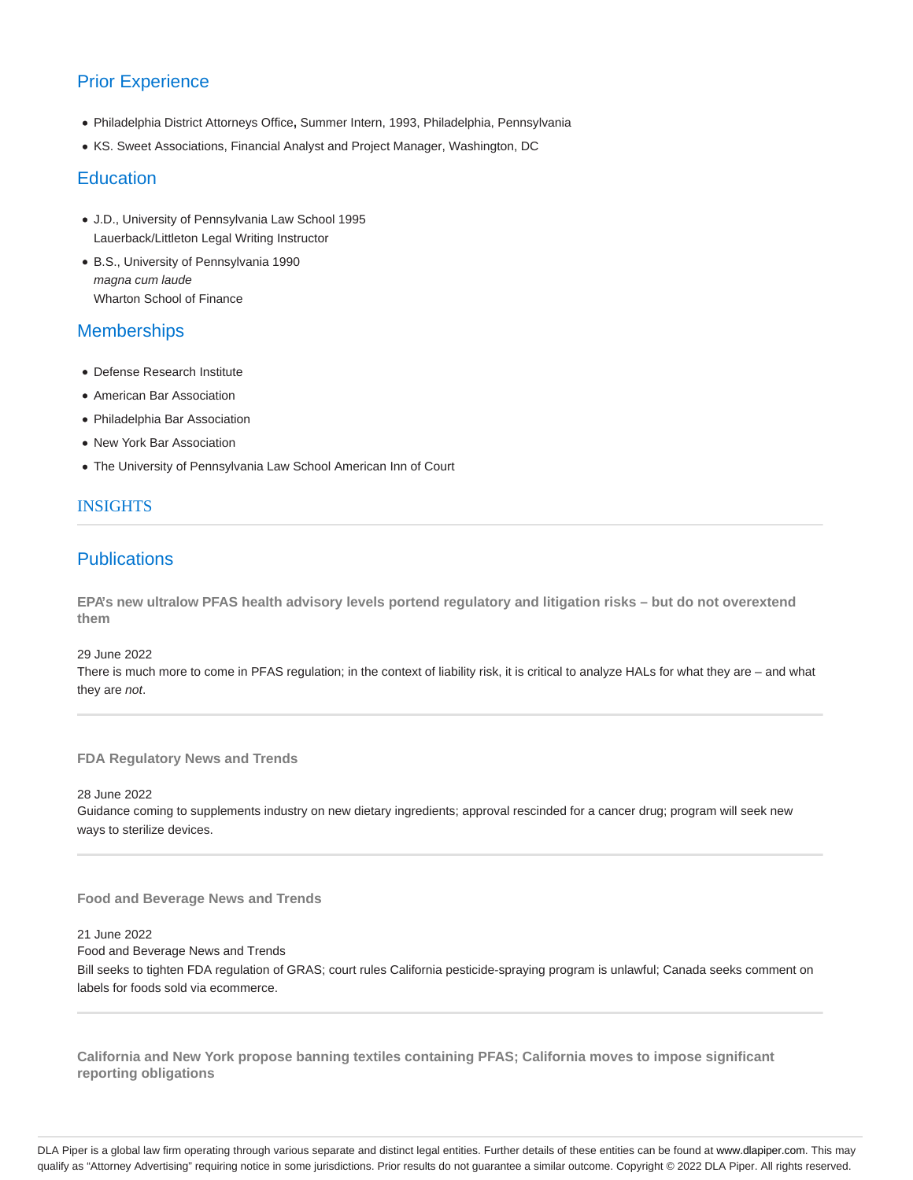## Prior Experience

- Philadelphia District Attorneys Office**,** Summer Intern, 1993, Philadelphia, Pennsylvania
- KS. Sweet Associations, Financial Analyst and Project Manager, Washington, DC

## Education

- J.D., University of Pennsylvania Law School 1995
  Lauerback/Littleton Legal Writing Instructor
- B.S., University of Pennsylvania 1990
  *magna cum laude*
  Wharton School of Finance

## Memberships

- Defense Research Institute
- American Bar Association
- Philadelphia Bar Association
- New York Bar Association
- The University of Pennsylvania Law School American Inn of Court

## INSIGHTS

## Publications

**EPA's new ultralow PFAS health advisory levels portend regulatory and litigation risks – but do not overextend them**

29 June 2022
There is much more to come in PFAS regulation; in the context of liability risk, it is critical to analyze HALs for what they are – and what they are *not*.

---

**FDA Regulatory News and Trends**

28 June 2022
Guidance coming to supplements industry on new dietary ingredients; approval rescinded for a cancer drug; program will seek new ways to sterilize devices.

---

**Food and Beverage News and Trends**

21 June 2022
Food and Beverage News and Trends
Bill seeks to tighten FDA regulation of GRAS; court rules California pesticide-spraying program is unlawful; Canada seeks comment on labels for foods sold via ecommerce.

---

**California and New York propose banning textiles containing PFAS; California moves to impose significant reporting obligations**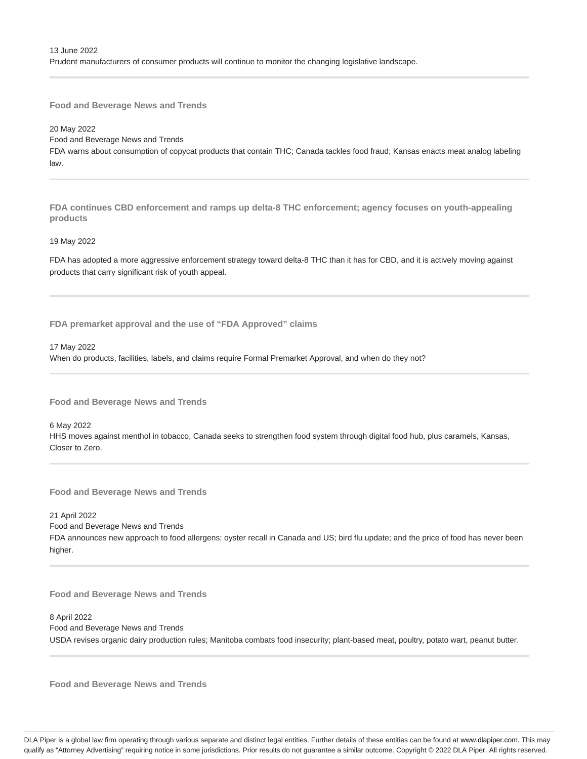13 June 2022
Prudent manufacturers of consumer products will continue to monitor the changing legislative landscape.

---

### Food and Beverage News and Trends

20 May 2022
Food and Beverage News and Trends
FDA warns about consumption of copycat products that contain THC; Canada tackles food fraud; Kansas enacts meat analog labeling law.

---

### FDA continues CBD enforcement and ramps up delta-8 THC enforcement; agency focuses on youth-appealing products

19 May 2022

FDA has adopted a more aggressive enforcement strategy toward delta-8 THC than it has for CBD, and it is actively moving against products that carry significant risk of youth appeal.

---

### FDA premarket approval and the use of "FDA Approved" claims

17 May 2022
When do products, facilities, labels, and claims require Formal Premarket Approval, and when do they not?

---

### Food and Beverage News and Trends

6 May 2022
HHS moves against menthol in tobacco, Canada seeks to strengthen food system through digital food hub, plus caramels, Kansas, Closer to Zero.

---

### Food and Beverage News and Trends

21 April 2022
Food and Beverage News and Trends
FDA announces new approach to food allergens; oyster recall in Canada and US; bird flu update; and the price of food has never been higher.

---

### Food and Beverage News and Trends

8 April 2022
Food and Beverage News and Trends
USDA revises organic dairy production rules; Manitoba combats food insecurity; plant-based meat, poultry, potato wart, peanut butter.

---

### Food and Beverage News and Trends

DLA Piper is a global law firm operating through various separate and distinct legal entities. Further details of these entities can be found at www.dlapiper.com. This may qualify as "Attorney Advertising" requiring notice in some jurisdictions. Prior results do not guarantee a similar outcome. Copyright © 2022 DLA Piper. All rights reserved.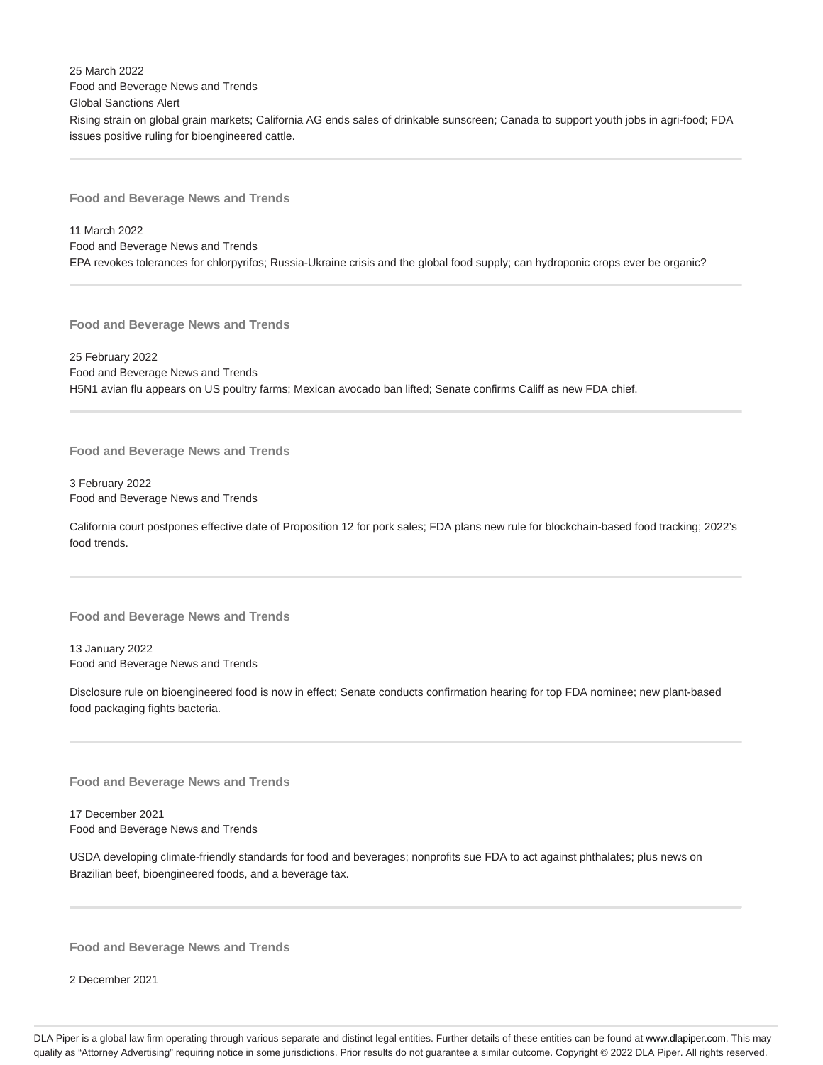25 March 2022
Food and Beverage News and Trends
Global Sanctions Alert
Rising strain on global grain markets; California AG ends sales of drinkable sunscreen; Canada to support youth jobs in agri-food; FDA issues positive ruling for bioengineered cattle.

---

**Food and Beverage News and Trends**

11 March 2022
Food and Beverage News and Trends
EPA revokes tolerances for chlorpyrifos; Russia-Ukraine crisis and the global food supply; can hydroponic crops ever be organic?

---

**Food and Beverage News and Trends**

25 February 2022
Food and Beverage News and Trends
H5N1 avian flu appears on US poultry farms; Mexican avocado ban lifted; Senate confirms Califf as new FDA chief.

---

**Food and Beverage News and Trends**

3 February 2022
Food and Beverage News and Trends

California court postpones effective date of Proposition 12 for pork sales; FDA plans new rule for blockchain-based food tracking; 2022's food trends.

---

**Food and Beverage News and Trends**

13 January 2022
Food and Beverage News and Trends

Disclosure rule on bioengineered food is now in effect; Senate conducts confirmation hearing for top FDA nominee; new plant-based food packaging fights bacteria.

---

**Food and Beverage News and Trends**

17 December 2021
Food and Beverage News and Trends

USDA developing climate-friendly standards for food and beverages; nonprofits sue FDA to act against phthalates; plus news on Brazilian beef, bioengineered foods, and a beverage tax.

---

**Food and Beverage News and Trends**

2 December 2021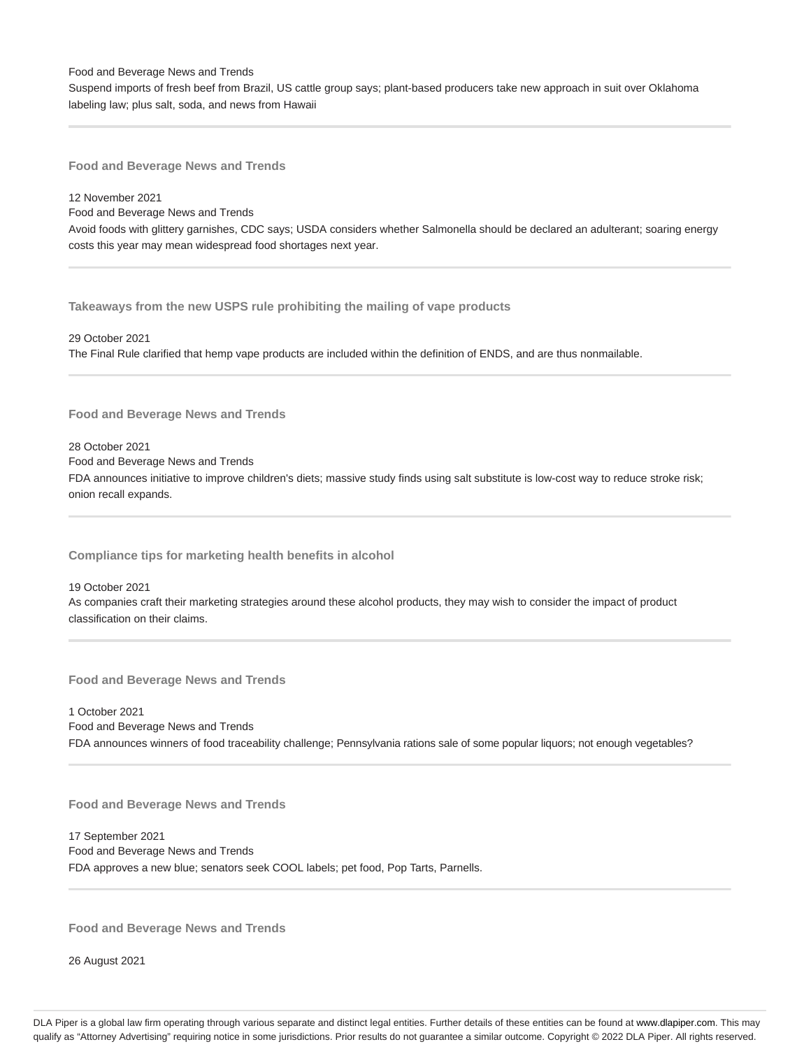Food and Beverage News and Trends

Suspend imports of fresh beef from Brazil, US cattle group says; plant-based producers take new approach in suit over Oklahoma labeling law; plus salt, soda, and news from Hawaii

---

**Food and Beverage News and Trends**

12 November 2021

Food and Beverage News and Trends

Avoid foods with glittery garnishes, CDC says; USDA considers whether Salmonella should be declared an adulterant; soaring energy costs this year may mean widespread food shortages next year.

---

**Takeaways from the new USPS rule prohibiting the mailing of vape products**

29 October 2021

The Final Rule clarified that hemp vape products are included within the definition of ENDS, and are thus nonmailable.

---

**Food and Beverage News and Trends**

28 October 2021

Food and Beverage News and Trends

FDA announces initiative to improve children's diets; massive study finds using salt substitute is low-cost way to reduce stroke risk; onion recall expands.

---

**Compliance tips for marketing health benefits in alcohol**

19 October 2021

As companies craft their marketing strategies around these alcohol products, they may wish to consider the impact of product classification on their claims.

---

**Food and Beverage News and Trends**

1 October 2021

Food and Beverage News and Trends

FDA announces winners of food traceability challenge; Pennsylvania rations sale of some popular liquors; not enough vegetables?

---

**Food and Beverage News and Trends**

17 September 2021

Food and Beverage News and Trends

FDA approves a new blue; senators seek COOL labels; pet food, Pop Tarts, Parnells.

---

**Food and Beverage News and Trends**

26 August 2021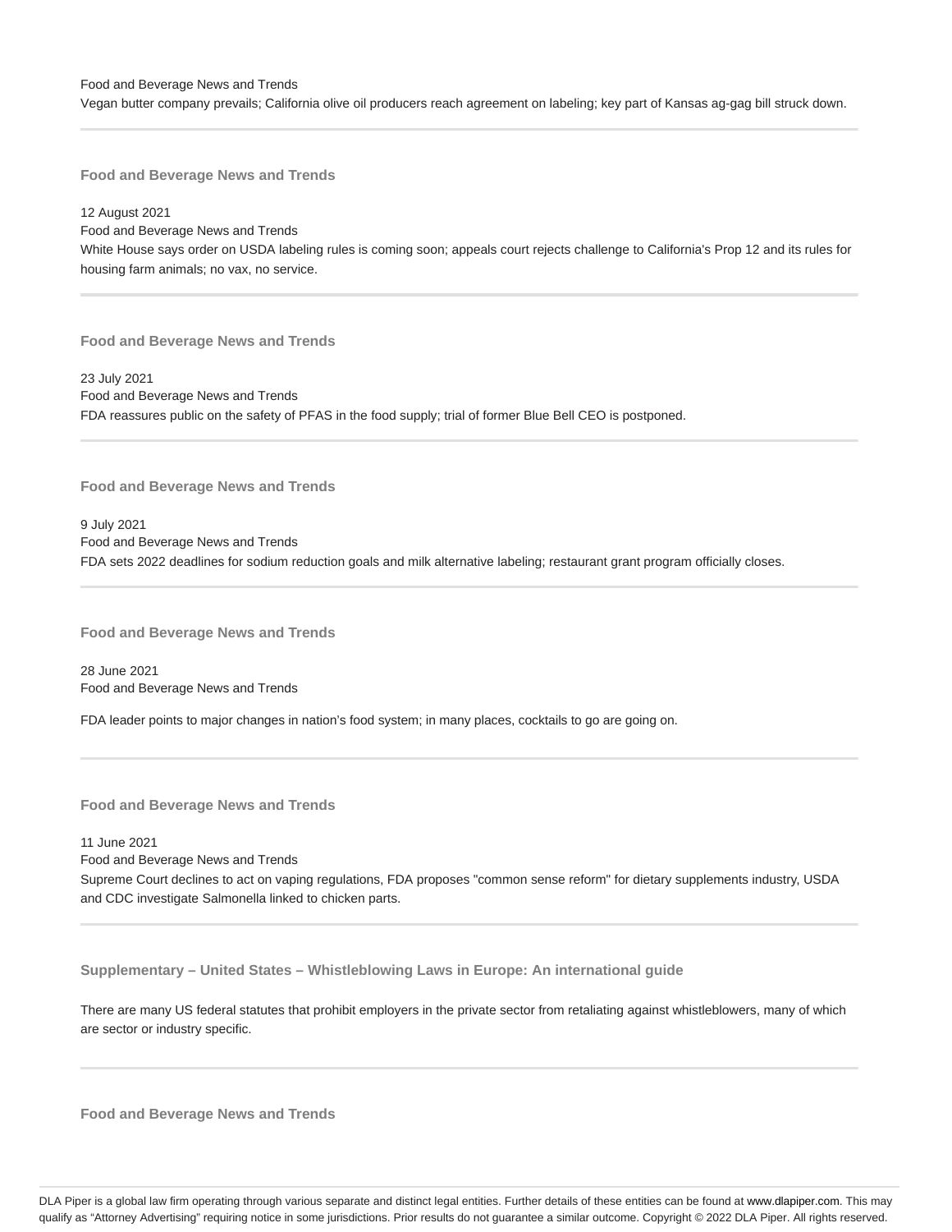Food and Beverage News and Trends

Vegan butter company prevails; California olive oil producers reach agreement on labeling; key part of Kansas ag-gag bill struck down.

---

### Food and Beverage News and Trends

12 August 2021

Food and Beverage News and Trends

White House says order on USDA labeling rules is coming soon; appeals court rejects challenge to California's Prop 12 and its rules for housing farm animals; no vax, no service.

---

### Food and Beverage News and Trends

23 July 2021

Food and Beverage News and Trends

FDA reassures public on the safety of PFAS in the food supply; trial of former Blue Bell CEO is postponed.

---

### Food and Beverage News and Trends

9 July 2021

Food and Beverage News and Trends

FDA sets 2022 deadlines for sodium reduction goals and milk alternative labeling; restaurant grant program officially closes.

---

### Food and Beverage News and Trends

28 June 2021

Food and Beverage News and Trends

FDA leader points to major changes in nation’s food system; in many places, cocktails to go are going on.

---

### Food and Beverage News and Trends

11 June 2021

Food and Beverage News and Trends

Supreme Court declines to act on vaping regulations, FDA proposes "common sense reform" for dietary supplements industry, USDA and CDC investigate Salmonella linked to chicken parts.

---

### Supplementary – United States – Whistleblowing Laws in Europe: An international guide

There are many US federal statutes that prohibit employers in the private sector from retaliating against whistleblowers, many of which are sector or industry specific.

---

### Food and Beverage News and Trends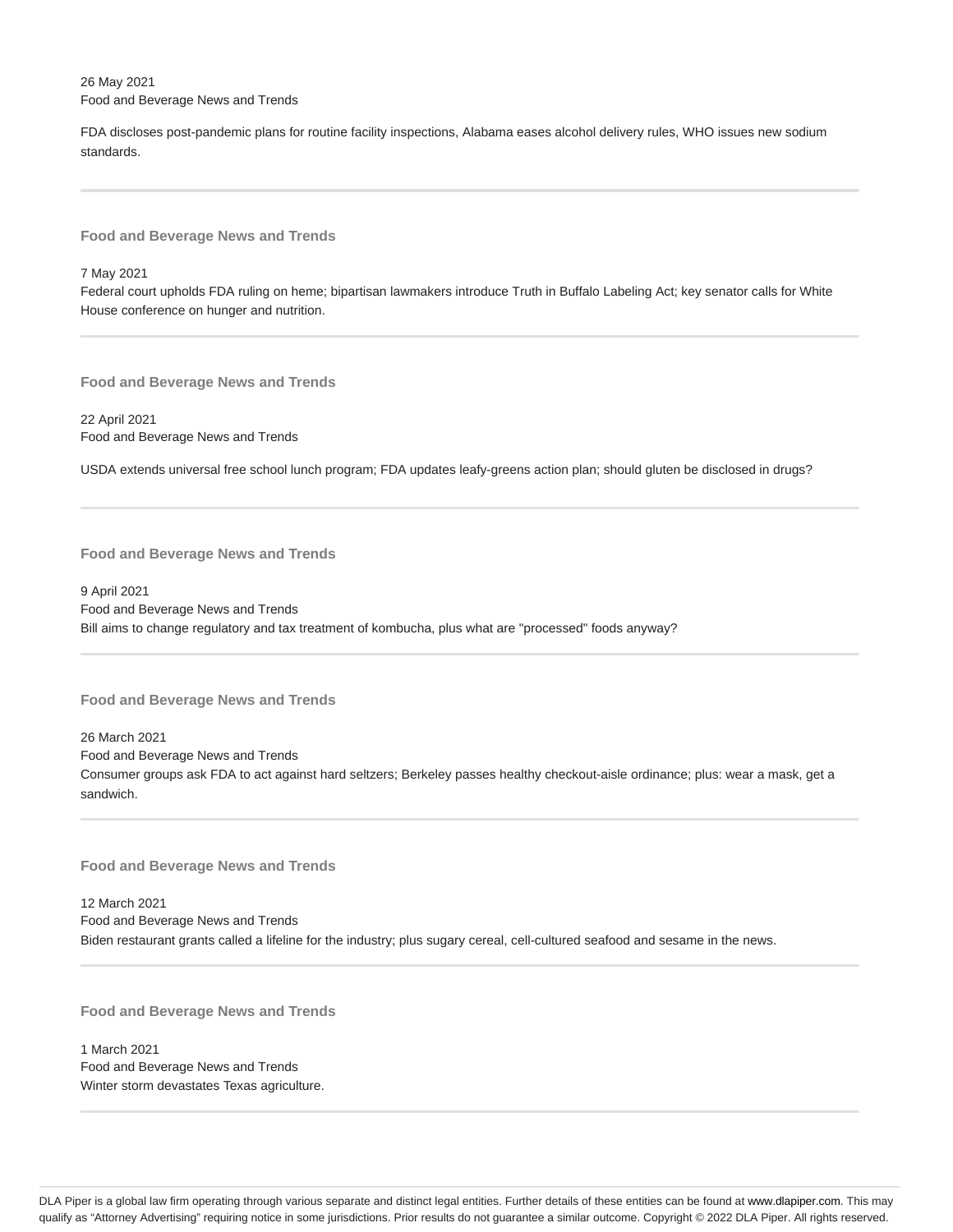26 May 2021
Food and Beverage News and Trends

FDA discloses post-pandemic plans for routine facility inspections, Alabama eases alcohol delivery rules, WHO issues new sodium standards.

---

### Food and Beverage News and Trends

7 May 2021
Federal court upholds FDA ruling on heme; bipartisan lawmakers introduce Truth in Buffalo Labeling Act; key senator calls for White House conference on hunger and nutrition.

---

### Food and Beverage News and Trends

22 April 2021
Food and Beverage News and Trends

USDA extends universal free school lunch program; FDA updates leafy-greens action plan; should gluten be disclosed in drugs?

---

### Food and Beverage News and Trends

9 April 2021
Food and Beverage News and Trends
Bill aims to change regulatory and tax treatment of kombucha, plus what are "processed" foods anyway?

---

### Food and Beverage News and Trends

26 March 2021
Food and Beverage News and Trends
Consumer groups ask FDA to act against hard seltzers; Berkeley passes healthy checkout-aisle ordinance; plus: wear a mask, get a sandwich.

---

### Food and Beverage News and Trends

12 March 2021
Food and Beverage News and Trends
Biden restaurant grants called a lifeline for the industry; plus sugary cereal, cell-cultured seafood and sesame in the news.

---

### Food and Beverage News and Trends

1 March 2021
Food and Beverage News and Trends
Winter storm devastates Texas agriculture.

---

DLA Piper is a global law firm operating through various separate and distinct legal entities. Further details of these entities can be found at www.dlapiper.com. This may qualify as "Attorney Advertising" requiring notice in some jurisdictions. Prior results do not guarantee a similar outcome. Copyright © 2022 DLA Piper. All rights reserved.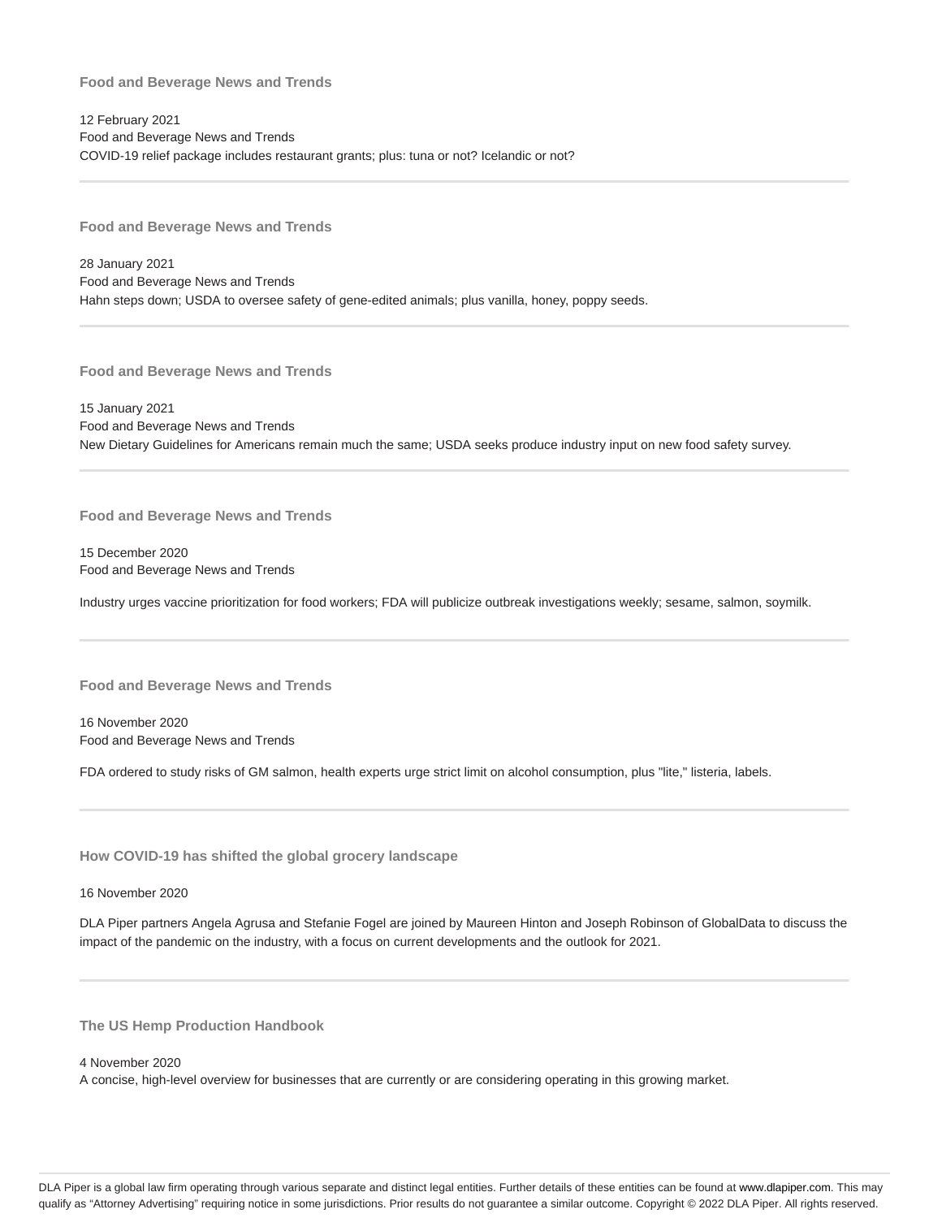### Food and Beverage News and Trends

12 February 2021
Food and Beverage News and Trends
COVID-19 relief package includes restaurant grants; plus: tuna or not? Icelandic or not?

---

### Food and Beverage News and Trends

28 January 2021
Food and Beverage News and Trends
Hahn steps down; USDA to oversee safety of gene-edited animals; plus vanilla, honey, poppy seeds.

---

### Food and Beverage News and Trends

15 January 2021
Food and Beverage News and Trends
New Dietary Guidelines for Americans remain much the same; USDA seeks produce industry input on new food safety survey.

---

### Food and Beverage News and Trends

15 December 2020
Food and Beverage News and Trends

Industry urges vaccine prioritization for food workers; FDA will publicize outbreak investigations weekly; sesame, salmon, soymilk.

---

### Food and Beverage News and Trends

16 November 2020
Food and Beverage News and Trends

FDA ordered to study risks of GM salmon, health experts urge strict limit on alcohol consumption, plus "lite," listeria, labels.

---

### How COVID-19 has shifted the global grocery landscape

16 November 2020

DLA Piper partners Angela Agrusa and Stefanie Fogel are joined by Maureen Hinton and Joseph Robinson of GlobalData to discuss the impact of the pandemic on the industry, with a focus on current developments and the outlook for 2021.

---

### The US Hemp Production Handbook

4 November 2020
A concise, high-level overview for businesses that are currently or are considering operating in this growing market.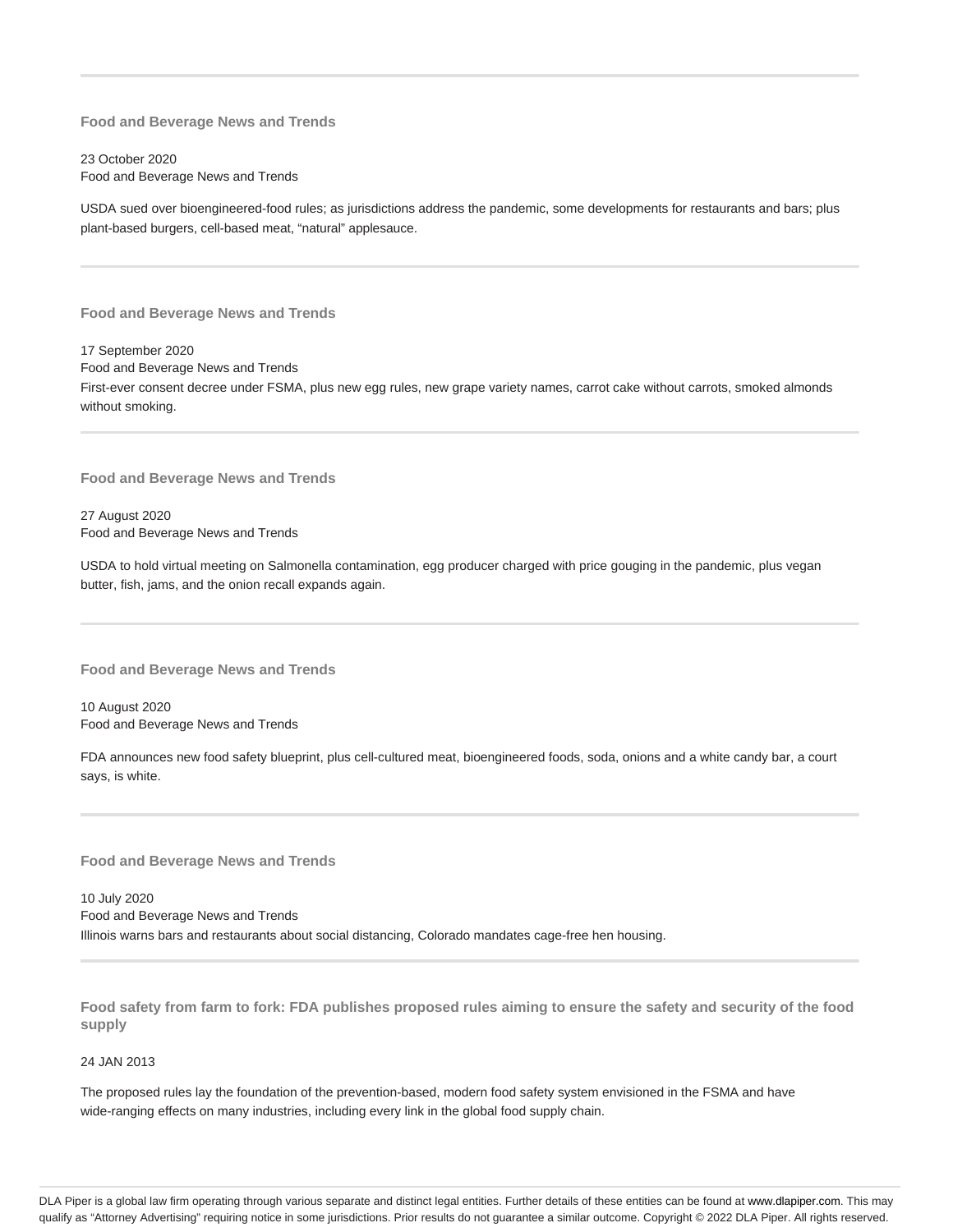---

### Food and Beverage News and Trends

23 October 2020
Food and Beverage News and Trends

USDA sued over bioengineered-food rules; as jurisdictions address the pandemic, some developments for restaurants and bars; plus plant-based burgers, cell-based meat, “natural” applesauce.

---

### Food and Beverage News and Trends

17 September 2020
Food and Beverage News and Trends
First-ever consent decree under FSMA, plus new egg rules, new grape variety names, carrot cake without carrots, smoked almonds without smoking.

---

### Food and Beverage News and Trends

27 August 2020
Food and Beverage News and Trends

USDA to hold virtual meeting on Salmonella contamination, egg producer charged with price gouging in the pandemic, plus vegan butter, fish, jams, and the onion recall expands again.

---

### Food and Beverage News and Trends

10 August 2020
Food and Beverage News and Trends

FDA announces new food safety blueprint, plus cell-cultured meat, bioengineered foods, soda, onions and a white candy bar, a court says, is white.

---

### Food and Beverage News and Trends

10 July 2020
Food and Beverage News and Trends
Illinois warns bars and restaurants about social distancing, Colorado mandates cage-free hen housing.

---

### Food safety from farm to fork: FDA publishes proposed rules aiming to ensure the safety and security of the food supply

24 JAN 2013

The proposed rules lay the foundation of the prevention-based, modern food safety system envisioned in the FSMA and have wide-ranging effects on many industries, including every link in the global food supply chain.

DLA Piper is a global law firm operating through various separate and distinct legal entities. Further details of these entities can be found at www.dlapiper.com. This may qualify as “Attorney Advertising” requiring notice in some jurisdictions. Prior results do not guarantee a similar outcome. Copyright © 2022 DLA Piper. All rights reserved.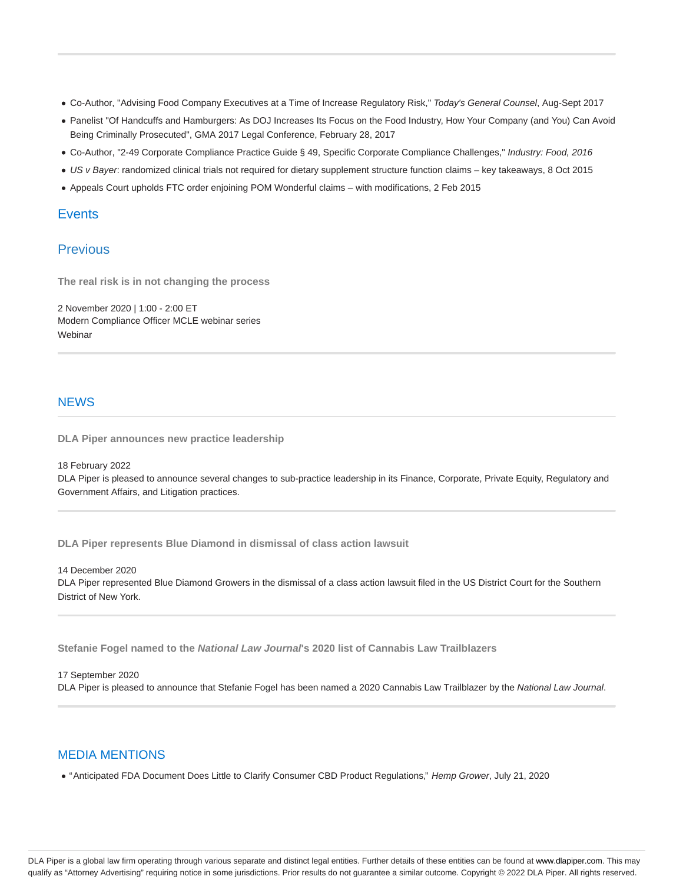- Co-Author, "Advising Food Company Executives at a Time of Increase Regulatory Risk," *Today's General Counsel*, Aug-Sept 2017
- Panelist "Of Handcuffs and Hamburgers: As DOJ Increases Its Focus on the Food Industry, How Your Company (and You) Can Avoid Being Criminally Prosecuted", GMA 2017 Legal Conference, February 28, 2017
- Co-Author, "2-49 Corporate Compliance Practice Guide § 49, Specific Corporate Compliance Challenges," *Industry: Food, 2016*
- *US v Bayer*: randomized clinical trials not required for dietary supplement structure function claims – key takeaways, 8 Oct 2015
- Appeals Court upholds FTC order enjoining POM Wonderful claims – with modifications, 2 Feb 2015

## Events

## Previous

**The real risk is in not changing the process**

2 November 2020 | 1:00 - 2:00 ET
Modern Compliance Officer MCLE webinar series
Webinar

## NEWS

**DLA Piper announces new practice leadership**

18 February 2022
DLA Piper is pleased to announce several changes to sub-practice leadership in its Finance, Corporate, Private Equity, Regulatory and Government Affairs, and Litigation practices.

**DLA Piper represents Blue Diamond in dismissal of class action lawsuit**

14 December 2020
DLA Piper represented Blue Diamond Growers in the dismissal of a class action lawsuit filed in the US District Court for the Southern District of New York.

**Stefanie Fogel named to the *National Law Journal*'s 2020 list of Cannabis Law Trailblazers**

17 September 2020
DLA Piper is pleased to announce that Stefanie Fogel has been named a 2020 Cannabis Law Trailblazer by the *National Law Journal*.

## MEDIA MENTIONS

- "Anticipated FDA Document Does Little to Clarify Consumer CBD Product Regulations," *Hemp Grower*, July 21, 2020

DLA Piper is a global law firm operating through various separate and distinct legal entities. Further details of these entities can be found at www.dlapiper.com. This may qualify as "Attorney Advertising" requiring notice in some jurisdictions. Prior results do not guarantee a similar outcome. Copyright © 2022 DLA Piper. All rights reserved.